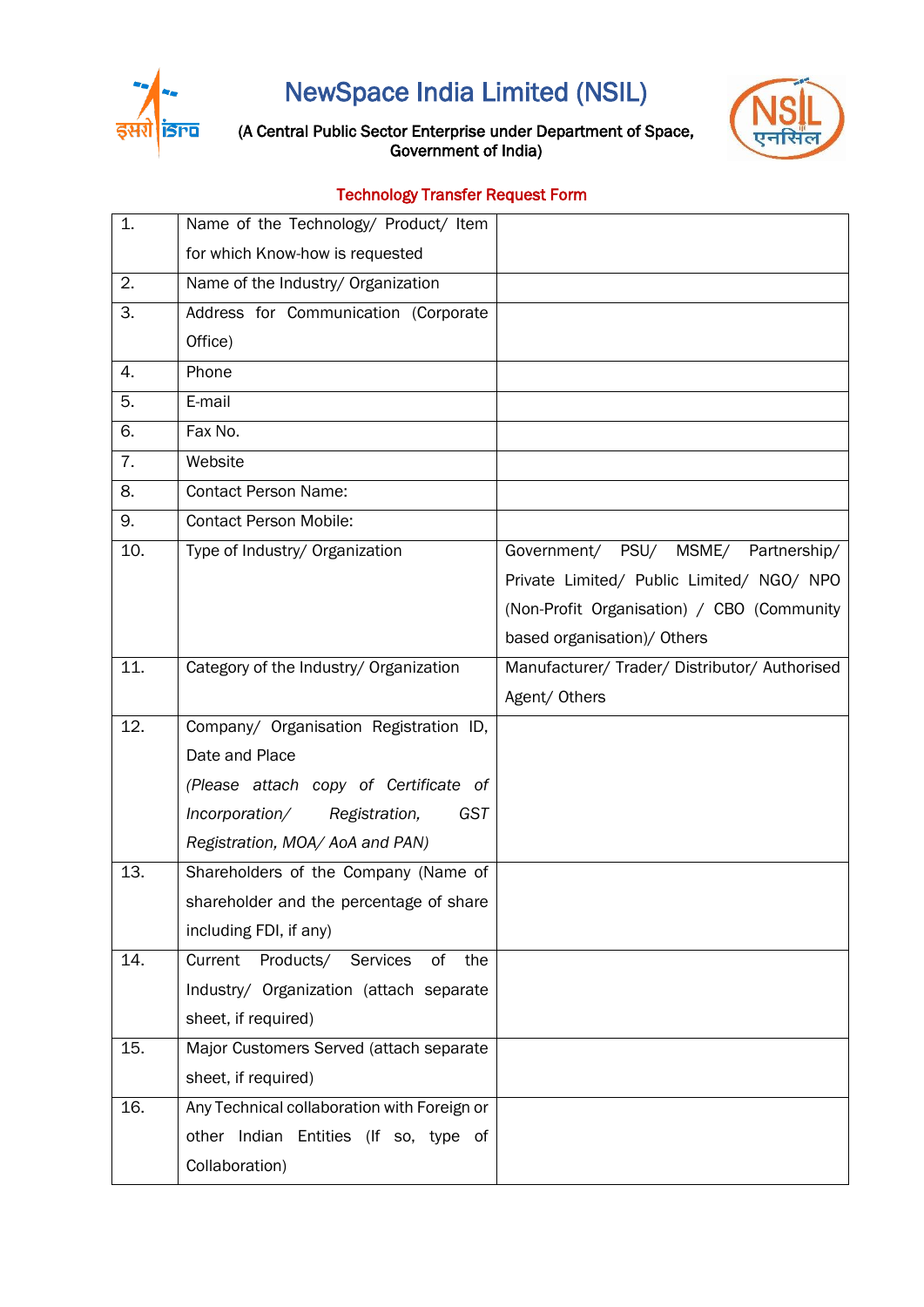# NewSpace India Limited (NSIL)

(A Central Public Sector Enterprise under Department of Space, Government of India)

## Technology Transfer Request Form

| | | |
|---|---|---|
| 1. | Name of the Technology/ Product/ Item for which Know-how is requested | |
| 2. | Name of the Industry/ Organization | |
| 3. | Address for Communication (Corporate Office) | |
| 4. | Phone | |
| 5. | E-mail | |
| 6. | Fax No. | |
| 7. | Website | |
| 8. | Contact Person Name: | |
| 9. | Contact Person Mobile: | |
| 10. | Type of Industry/ Organization | Government/ PSU/ MSME/ Partnership/ Private Limited/ Public Limited/ NGO/ NPO (Non-Profit Organisation) / CBO (Community based organisation)/ Others |
| 11. | Category of the Industry/ Organization | Manufacturer/ Trader/ Distributor/ Authorised Agent/ Others |
| 12. | Company/ Organisation Registration ID, Date and Place *(Please attach copy of Certificate of Incorporation/ Registration, GST Registration, MOA/ AoA and PAN)* | |
| 13. | Shareholders of the Company (Name of shareholder and the percentage of share including FDI, if any) | |
| 14. | Current Products/ Services of the Industry/ Organization (attach separate sheet, if required) | |
| 15. | Major Customers Served (attach separate sheet, if required) | |
| 16. | Any Technical collaboration with Foreign or other Indian Entities (If so, type of Collaboration) | |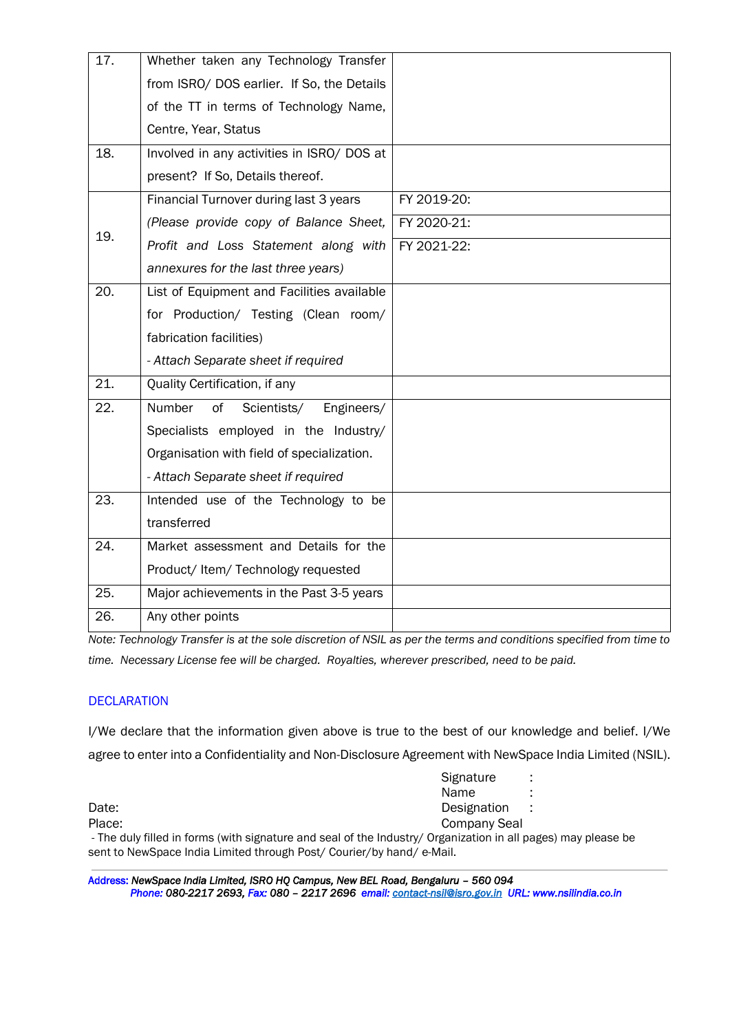| | | |
|---|---|---|
| 17. | Whether taken any Technology Transfer from ISRO/ DOS earlier. If So, the Details of the TT in terms of Technology Name, Centre, Year, Status | |
| 18. | Involved in any activities in ISRO/ DOS at present? If So, Details thereof. | |
| 19. | Financial Turnover during last 3 years *(Please provide copy of Balance Sheet, Profit and Loss Statement along with annexures for the last three years)* | FY 2019-20:<br>FY 2020-21:<br>FY 2021-22: |
| 20. | List of Equipment and Facilities available for Production/ Testing (Clean room/ fabrication facilities)<br>*- Attach Separate sheet if required* | |
| 21. | Quality Certification, if any | |
| 22. | Number of Scientists/ Engineers/ Specialists employed in the Industry/ Organisation with field of specialization.<br>*- Attach Separate sheet if required* | |
| 23. | Intended use of the Technology to be transferred | |
| 24. | Market assessment and Details for the Product/ Item/ Technology requested | |
| 25. | Major achievements in the Past 3-5 years | |
| 26. | Any other points | |

*Note: Technology Transfer is at the sole discretion of NSIL as per the terms and conditions specified from time to time. Necessary License fee will be charged. Royalties, wherever prescribed, need to be paid.*

## DECLARATION

I/We declare that the information given above is true to the best of our knowledge and belief. I/We agree to enter into a Confidentiality and Non-Disclosure Agreement with NewSpace India Limited (NSIL).

Signature :
Name :
Designation :
Company Seal

Date:
Place:

- The duly filled in forms (with signature and seal of the Industry/ Organization in all pages) may please be sent to NewSpace India Limited through Post/ Courier/by hand/ e-Mail.

**Address:** *NewSpace India Limited, ISRO HQ Campus, New BEL Road, Bengaluru – 560 094*
***Phone:** 080-2217 2693, **Fax:** 080 – 2217 2696 **email:** contact-nsil@isro.gov.in **URL:** www.nsilindia.co.in*